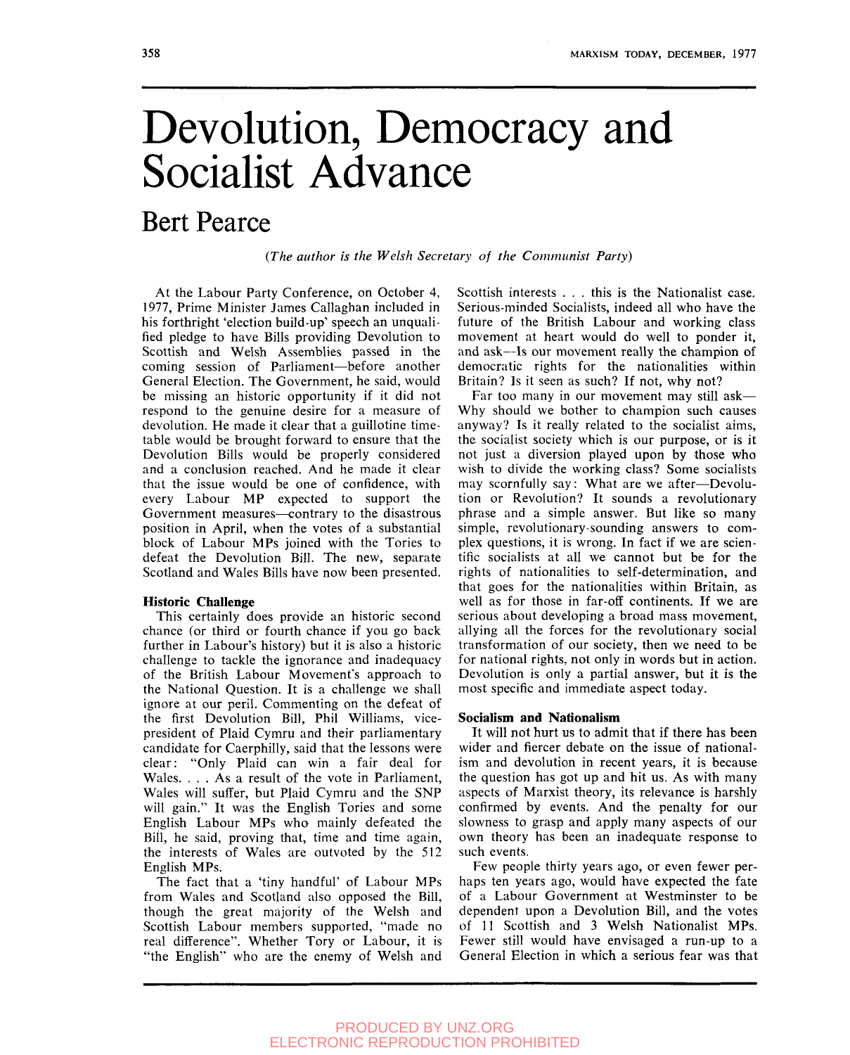# Devolution, Democracy and Socialist Advance

## Bert Pearce

*(The author is the Welsh Secretary of the Communist Party)*

At the Labour Party Conference, on October 4, 1977, Prime Minister James Callaghan included in his forthright 'election build-up' speech an unqualified pledge to have Bills providing Devolution to Scottish and Welsh Assemblies passed in the coming session of Parliament—before another General Election. The Government, he said, would be missing an historic opportunity if it did not respond to the genuine desire for a measure of devolution. He made it clear that a guillotine timetable would be brought forward to ensure that the Devolution Bills would be properly considered and a conclusion reached. And he made it clear that the issue would be one of confidence, with every Labour MP expected to support the Government measures—contrary to the disastrous position in April, when the votes of a substantial block of Labour MPs joined with the Tories to defeat the Devolution Bill. The new, separate Scotland and Wales Bills have now been presented.

### Historic Challenge

This certainly does provide an historic second chance (or third or fourth chance if you go back further in Labour's history) but it is also a historic challenge to tackle the ignorance and inadequacy of the British Labour Movement's approach to the National Question. It is a challenge we shall ignore at our peril. Commenting on the defeat of the first Devolution Bill, Phil Williams, vice-president of Plaid Cymru and their parliamentary candidate for Caerphilly, said that the lessons were clear: "Only Plaid can win a fair deal for Wales. . . . As a result of the vote in Parliament, Wales will suffer, but Plaid Cymru and the SNP will gain." It was the English Tories and some English Labour MPs who mainly defeated the Bill, he said, proving that, time and time again, the interests of Wales are outvoted by the 512 English MPs.

The fact that a 'tiny handful' of Labour MPs from Wales and Scotland also opposed the Bill, though the great majority of the Welsh and Scottish Labour members supported, "made no real difference". Whether Tory or Labour, it is "the English" who are the enemy of Welsh and Scottish interests . . . this is the Nationalist case. Serious-minded Socialists, indeed all who have the future of the British Labour and working class movement at heart would do well to ponder it, and ask—Is our movement really the champion of democratic rights for the nationalities within Britain? Is it seen as such? If not, why not?

Far too many in our movement may still ask—Why should we bother to champion such causes anyway? Is it really related to the socialist aims, the socialist society which is our purpose, or is it not just a diversion played upon by those who wish to divide the working class? Some socialists may scornfully say: What are we after—Devolution or Revolution? It sounds a revolutionary phrase and a simple answer. But like so many simple, revolutionary-sounding answers to complex questions, it is wrong. In fact if we are scientific socialists at all we cannot but be for the rights of nationalities to self-determination, and that goes for the nationalities within Britain, as well as for those in far-off continents. If we are serious about developing a broad mass movement, allying all the forces for the revolutionary social transformation of our society, then we need to be for national rights, not only in words but in action. Devolution is only a partial answer, but it is the most specific and immediate aspect today.

### Socialism and Nationalism

It will not hurt us to admit that if there has been wider and fiercer debate on the issue of nationalism and devolution in recent years, it is because the question has got up and hit us. As with many aspects of Marxist theory, its relevance is harshly confirmed by events. And the penalty for our slowness to grasp and apply many aspects of our own theory has been an inadequate response to such events.

Few people thirty years ago, or even fewer perhaps ten years ago, would have expected the fate of a Labour Government at Westminster to be dependent upon a Devolution Bill, and the votes of 11 Scottish and 3 Welsh Nationalist MPs. Fewer still would have envisaged a run-up to a General Election in which a serious fear was that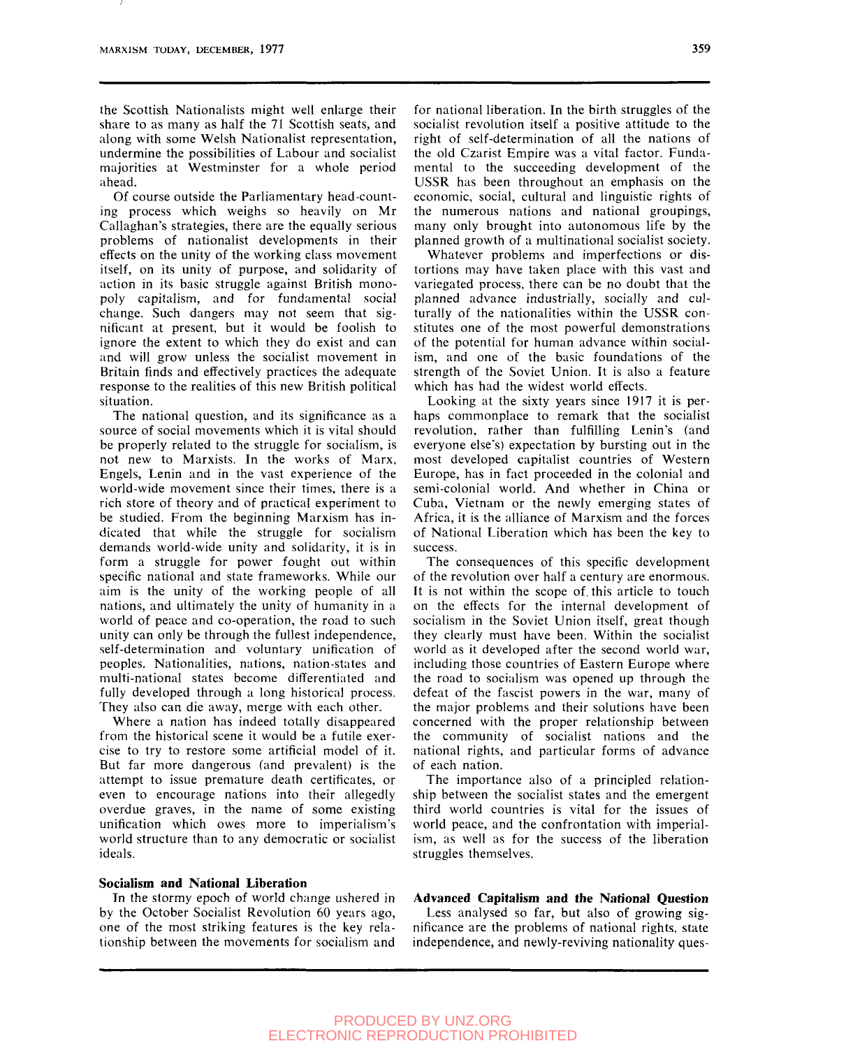the Scottish Nationalists might well enlarge their share to as many as half the 71 Scottish seats, and along with some Welsh Nationalist representation, undermine the possibilities of Labour and socialist majorities at Westminster for a whole period ahead.

Of course outside the Parliamentary head-counting process which weighs so heavily on Mr Callaghan's strategies, there are the equally serious problems of nationalist developments in their effects on the unity of the working class movement itself, on its unity of purpose, and solidarity of action in its basic struggle against British monopoly capitalism, and for fundamental social change. Such dangers may not seem that significant at present, but it would be foolish to ignore the extent to which they do exist and can and will grow unless the socialist movement in Britain finds and effectively practices the adequate response to the realities of this new British political situation.

The national question, and its significance as a source of social movements which it is vital should be properly related to the struggle for socialism, is not new to Marxists. In the works of Marx, Engels, Lenin and in the vast experience of the world-wide movement since their times, there is a rich store of theory and of practical experiment to be studied. From the beginning Marxism has indicated that while the struggle for socialism demands world-wide unity and solidarity, it is in form a struggle for power fought out within specific national and state frameworks. While our aim is the unity of the working people of all nations, and ultimately the unity of humanity in a world of peace and co-operation, the road to such unity can only be through the fullest independence, self-determination and voluntary unification of peoples. Nationalities, nations, nation-states and multi-national states become differentiated and fully developed through a long historical process. They also can die away, merge with each other.

Where a nation has indeed totally disappeared from the historical scene it would be a futile exercise to try to restore some artificial model of it. But far more dangerous (and prevalent) is the attempt to issue premature death certificates, or even to encourage nations into their allegedly overdue graves, in the name of some existing unification which owes more to imperialism's world structure than to any democratic or socialist ideals.

### Socialism and National Liberation

In the stormy epoch of world change ushered in by the October Socialist Revolution 60 years ago, one of the most striking features is the key relationship between the movements for socialism and for national liberation. In the birth struggles of the socialist revolution itself a positive attitude to the right of self-determination of all the nations of the old Czarist Empire was a vital factor. Fundamental to the succeeding development of the USSR has been throughout an emphasis on the economic, social, cultural and linguistic rights of the numerous nations and national groupings, many only brought into autonomous life by the planned growth of a multinational socialist society.

Whatever problems and imperfections or distortions may have taken place with this vast and variegated process, there can be no doubt that the planned advance industrially, socially and culturally of the nationalities within the USSR constitutes one of the most powerful demonstrations of the potential for human advance within socialism, and one of the basic foundations of the strength of the Soviet Union. It is also a feature which has had the widest world effects.

Looking at the sixty years since 1917 it is perhaps commonplace to remark that the socialist revolution, rather than fulfilling Lenin's (and everyone else's) expectation by bursting out in the most developed capitalist countries of Western Europe, has in fact proceeded in the colonial and semi-colonial world. And whether in China or Cuba, Vietnam or the newly emerging states of Africa, it is the alliance of Marxism and the forces of National Liberation which has been the key to success.

The consequences of this specific development of the revolution over half a century are enormous. It is not within the scope of this article to touch on the effects for the internal development of socialism in the Soviet Union itself, great though they clearly must have been. Within the socialist world as it developed after the second world war, including those countries of Eastern Europe where the road to socialism was opened up through the defeat of the fascist powers in the war, many of the major problems and their solutions have been concerned with the proper relationship between the community of socialist nations and the national rights, and particular forms of advance of each nation.

The importance also of a principled relationship between the socialist states and the emergent third world countries is vital for the issues of world peace, and the confrontation with imperialism, as well as for the success of the liberation struggles themselves.

### Advanced Capitalism and the National Question

Less analysed so far, but also of growing significance are the problems of national rights, state independence, and newly-reviving nationality ques-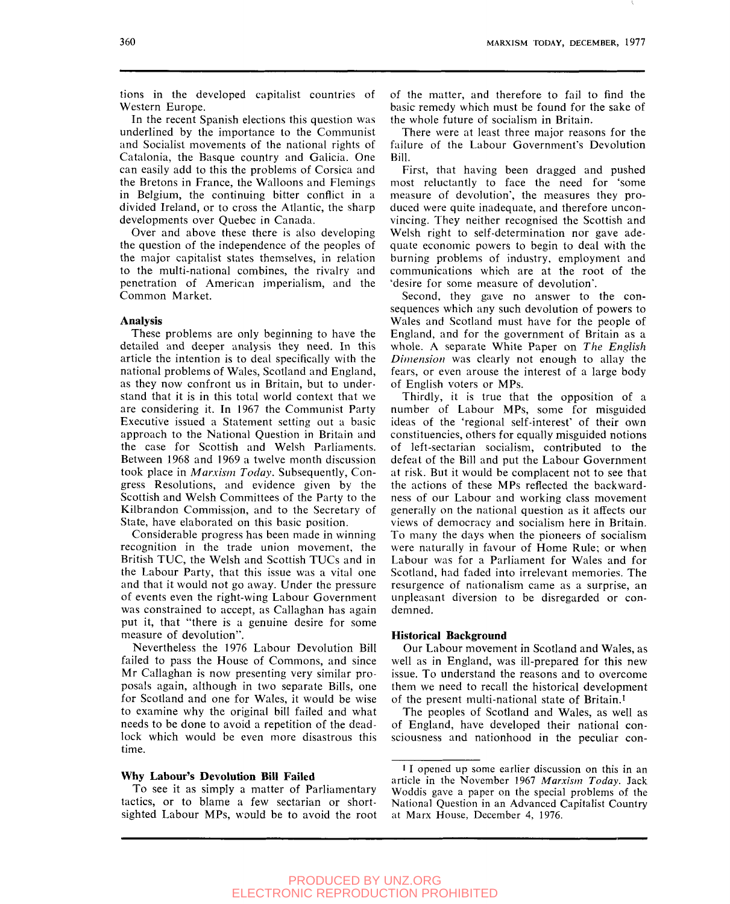tions in the developed capitalist countries of Western Europe.

In the recent Spanish elections this question was underlined by the importance to the Communist and Socialist movements of the national rights of Catalonia, the Basque country and Galicia. One can easily add to this the problems of Corsica and the Bretons in France, the Walloons and Flemings in Belgium, the continuing bitter conflict in a divided Ireland, or to cross the Atlantic, the sharp developments over Quebec in Canada.

Over and above these there is also developing the question of the independence of the peoples of the major capitalist states themselves, in relation to the multi-national combines, the rivalry and penetration of American imperialism, and the Common Market.

### Analysis

These problems are only beginning to have the detailed and deeper analysis they need. In this article the intention is to deal specifically with the national problems of Wales, Scotland and England, as they now confront us in Britain, but to understand that it is in this total world context that we are considering it. In 1967 the Communist Party Executive issued a Statement setting out a basic approach to the National Question in Britain and the case for Scottish and Welsh Parliaments. Between 1968 and 1969 a twelve month discussion took place in *Marxism Today*. Subsequently, Congress Resolutions, and evidence given by the Scottish and Welsh Committees of the Party to the Kilbrandon Commission, and to the Secretary of State, have elaborated on this basic position.

Considerable progress has been made in winning recognition in the trade union movement, the British TUC, the Welsh and Scottish TUCs and in the Labour Party, that this issue was a vital one and that it would not go away. Under the pressure of events even the right-wing Labour Government was constrained to accept, as Callaghan has again put it, that "there is a genuine desire for some measure of devolution".

Nevertheless the 1976 Labour Devolution Bill failed to pass the House of Commons, and since Mr Callaghan is now presenting very similar proposals again, although in two separate Bills, one for Scotland and one for Wales, it would be wise to examine why the original bill failed and what needs to be done to avoid a repetition of the deadlock which would be even more disastrous this time.

### Why Labour's Devolution Bill Failed

To see it as simply a matter of Parliamentary tactics, or to blame a few sectarian or short-sighted Labour MPs, would be to avoid the root of the matter, and therefore to fail to find the basic remedy which must be found for the sake of the whole future of socialism in Britain.

There were at least three major reasons for the failure of the Labour Government's Devolution Bill.

First, that having been dragged and pushed most reluctantly to face the need for 'some measure of devolution', the measures they produced were quite inadequate, and therefore unconvincing. They neither recognised the Scottish and Welsh right to self-determination nor gave adequate economic powers to begin to deal with the burning problems of industry, employment and communications which are at the root of the 'desire for some measure of devolution'.

Second, they gave no answer to the consequences which any such devolution of powers to Wales and Scotland must have for the people of England, and for the government of Britain as a whole. A separate White Paper on *The English Dimension* was clearly not enough to allay the fears, or even arouse the interest of a large body of English voters or MPs.

Thirdly, it is true that the opposition of a number of Labour MPs, some for misguided ideas of the 'regional self-interest' of their own constituencies, others for equally misguided notions of left-sectarian socialism, contributed to the defeat of the Bill and put the Labour Government at risk. But it would be complacent not to see that the actions of these MPs reflected the backwardness of our Labour and working class movement generally on the national question as it affects our views of democracy and socialism here in Britain. To many the days when the pioneers of socialism were naturally in favour of Home Rule; or when Labour was for a Parliament for Wales and for Scotland, had faded into irrelevant memories. The resurgence of nationalism came as a surprise, an unpleasant diversion to be disregarded or condemned.

### Historical Background

Our Labour movement in Scotland and Wales, as well as in England, was ill-prepared for this new issue. To understand the reasons and to overcome them we need to recall the historical development of the present multi-national state of Britain.[1]

The peoples of Scotland and Wales, as well as of England, have developed their national consciousness and nationhood in the peculiar con-

---

[1] I opened up some earlier discussion on this in an article in the November 1967 *Marxism Today*. Jack Woddis gave a paper on the special problems of the National Question in an Advanced Capitalist Country at Marx House, December 4, 1976.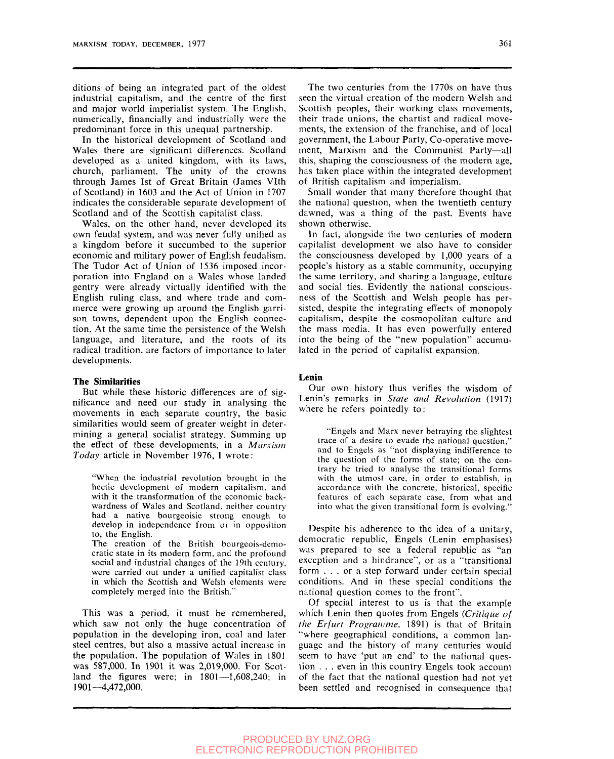ditions of being an integrated part of the oldest industrial capitalism, and the centre of the first and major world imperialist system. The English, numerically, financially and industrially were the predominant force in this unequal partnership.

In the historical development of Scotland and Wales there are significant differences. Scotland developed as a united kingdom, with its laws, church, parliament. The unity of the crowns through James Ist of Great Britain (James VIth of Scotland) in 1603 and the Act of Union in 1707 indicates the considerable separate development of Scotland and of the Scottish capitalist class.

Wales, on the other hand, never developed its own feudal system, and was never fully unified as a kingdom before it succumbed to the superior economic and military power of English feudalism. The Tudor Act of Union of 1536 imposed incorporation into England on a Wales whose landed gentry were already virtually identified with the English ruling class, and where trade and commerce were growing up around the English garrison towns, dependent upon the English connection. At the same time the persistence of the Welsh language, and literature, and the roots of its radical tradition, are factors of importance to later developments.

### The Similarities

But while these historic differences are of significance and need our study in analysing the movements in each separate country, the basic similarities would seem of greater weight in determining a general socialist strategy. Summing up the effect of these developments, in a *Marxism Today* article in November 1976, I wrote:

> "When the industrial revolution brought in the hectic development of modern capitalism, and with it the transformation of the economic backwardness of Wales and Scotland, neither country had a native bourgeoisie strong enough to develop in independence from or in opposition to, the English.
>
> The creation of the British bourgeois-democratic state in its modern form, and the profound social and industrial changes of the 19th century, were carried out under a unified capitalist class in which the Scottish and Welsh elements were completely merged into the British."

This was a period, it must be remembered, which saw not only the huge concentration of population in the developing iron, coal and later steel centres, but also a massive actual increase in the population. The population of Wales in 1801 was 587,000. In 1901 it was 2,019,000. For Scotland the figures were; in 1801—1,608,240; in 1901—4,472,000.

The two centuries from the 1770s on have thus seen the virtual creation of the modern Welsh and Scottish peoples, their working class movements, their trade unions, the chartist and radical movements, the extension of the franchise, and of local government, the Labour Party, Co-operative movement, Marxism and the Communist Party—all this, shaping the consciousness of the modern age, has taken place within the integrated development of British capitalism and imperialism.

Small wonder that many therefore thought that the national question, when the twentieth century dawned, was a thing of the past. Events have shown otherwise.

In fact, alongside the two centuries of modern capitalist development we also have to consider the consciousness developed by 1,000 years of a people's history as a stable community, occupying the same territory, and sharing a language, culture and social ties. Evidently the national consciousness of the Scottish and Welsh people has persisted, despite the integrating effects of monopoly capitalism, despite the cosmopolitan culture and the mass media. It has even powerfully entered into the being of the "new population" accumulated in the period of capitalist expansion.

### Lenin

Our own history thus verifies the wisdom of Lenin's remarks in *State and Revolution* (1917) where he refers pointedly to:

> "Engels and Marx never betraying the slightest trace of a desire to evade the national question," and to Engels as "not displaying indifference to the question of the forms of state; on the contrary he tried to analyse the transitional forms with the utmost care, in order to establish, in accordance with the concrete, historical, specific features of each separate case, from what and into what the given transitional form is evolving."

Despite his adherence to the idea of a unitary, democratic republic, Engels (Lenin emphasises) was prepared to see a federal republic as "an exception and a hindrance", or as a "transitional form . . . or a step forward under certain special conditions. And in these special conditions the national question comes to the front".

Of special interest to us is that the example which Lenin then quotes from Engels (*Critique of the Erfurt Programme*, 1891) is that of Britain "where geographical conditions, a common language and the history of many centuries would seem to have 'put an end' to the national question . . . even in this country Engels took account of the fact that the national question had not yet been settled and recognised in consequence that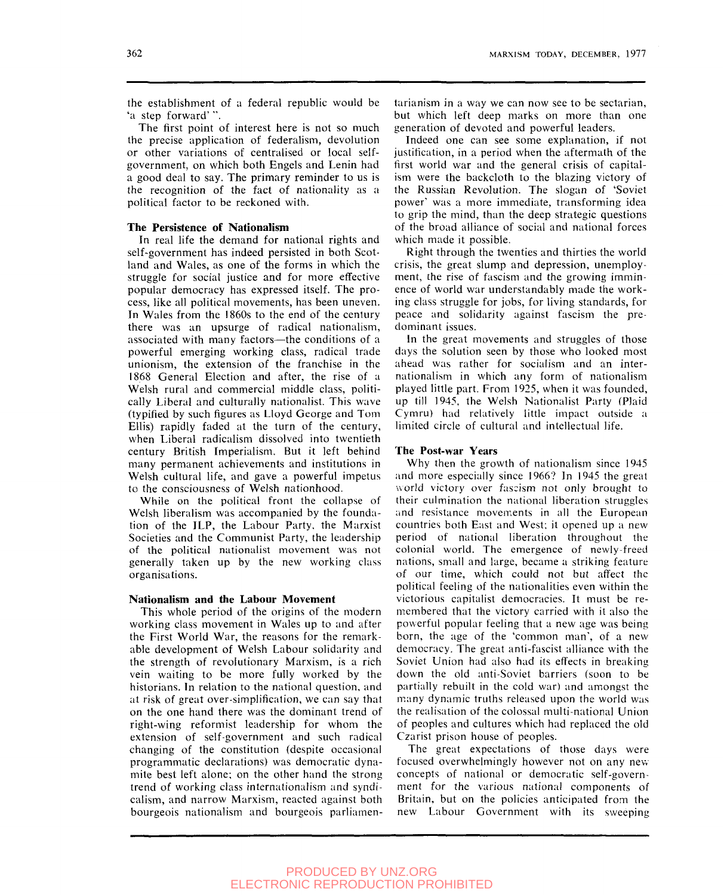the establishment of a federal republic would be 'a step forward' ".

The first point of interest here is not so much the precise application of federalism, devolution or other variations of centralised or local self-government, on which both Engels and Lenin had a good deal to say. The primary reminder to us is the recognition of the fact of nationality as a political factor to be reckoned with.

### The Persistence of Nationalism

In real life the demand for national rights and self-government has indeed persisted in both Scotland and Wales, as one of the forms in which the struggle for social justice and for more effective popular democracy has expressed itself. The process, like all political movements, has been uneven. In Wales from the 1860s to the end of the century there was an upsurge of radical nationalism, associated with many factors—the conditions of a powerful emerging working class, radical trade unionism, the extension of the franchise in the 1868 General Election and after, the rise of a Welsh rural and commercial middle class, politically Liberal and culturally nationalist. This wave (typified by such figures as Lloyd George and Tom Ellis) rapidly faded at the turn of the century, when Liberal radicalism dissolved into twentieth century British Imperialism. But it left behind many permanent achievements and institutions in Welsh cultural life, and gave a powerful impetus to the consciousness of Welsh nationhood.

While on the political front the collapse of Welsh liberalism was accompanied by the foundation of the ILP, the Labour Party, the Marxist Societies and the Communist Party, the leadership of the political nationalist movement was not generally taken up by the new working class organisations.

### Nationalism and the Labour Movement

This whole period of the origins of the modern working class movement in Wales up to and after the First World War, the reasons for the remarkable development of Welsh Labour solidarity and the strength of revolutionary Marxism, is a rich vein waiting to be more fully worked by the historians. In relation to the national question, and at risk of great over-simplification, we can say that on the one hand there was the dominant trend of right-wing reformist leadership for whom the extension of self-government and such radical changing of the constitution (despite occasional programmatic declarations) was democratic dynamite best left alone; on the other hand the strong trend of working class internationalism and syndicalism, and narrow Marxism, reacted against both bourgeois nationalism and bourgeois parliamentarianism in a way we can now see to be sectarian, but which left deep marks on more than one generation of devoted and powerful leaders.

Indeed one can see some explanation, if not justification, in a period when the aftermath of the first world war and the general crisis of capitalism were the backcloth to the blazing victory of the Russian Revolution. The slogan of 'Soviet power' was a more immediate, transforming idea to grip the mind, than the deep strategic questions of the broad alliance of social and national forces which made it possible.

Right through the twenties and thirties the world crisis, the great slump and depression, unemployment, the rise of fascism and the growing imminence of world war understandably made the working class struggle for jobs, for living standards, for peace and solidarity against fascism the predominant issues.

In the great movements and struggles of those days the solution seen by those who looked most ahead was rather for socialism and an internationalism in which any form of nationalism played little part. From 1925, when it was founded, up till 1945, the Welsh Nationalist Party (Plaid Cymru) had relatively little impact outside a limited circle of cultural and intellectual life.

### The Post-war Years

Why then the growth of nationalism since 1945 and more especially since 1966? In 1945 the great world victory over fascism not only brought to their culmination the national liberation struggles and resistance movements in all the European countries both East and West; it opened up a new period of national liberation throughout the colonial world. The emergence of newly-freed nations, small and large, became a striking feature of our time, which could not but affect the political feeling of the nationalities even within the victorious capitalist democracies. It must be remembered that the victory carried with it also the powerful popular feeling that a new age was being born, the age of the 'common man', of a new democracy. The great anti-fascist alliance with the Soviet Union had also had its effects in breaking down the old anti-Soviet barriers (soon to be partially rebuilt in the cold war) and amongst the many dynamic truths released upon the world was the realisation of the colossal multi-national Union of peoples and cultures which had replaced the old Czarist prison house of peoples.

The great expectations of those days were focused overwhelmingly however not on any new concepts of national or democratic self-government for the various national components of Britain, but on the policies anticipated from the new Labour Government with its sweeping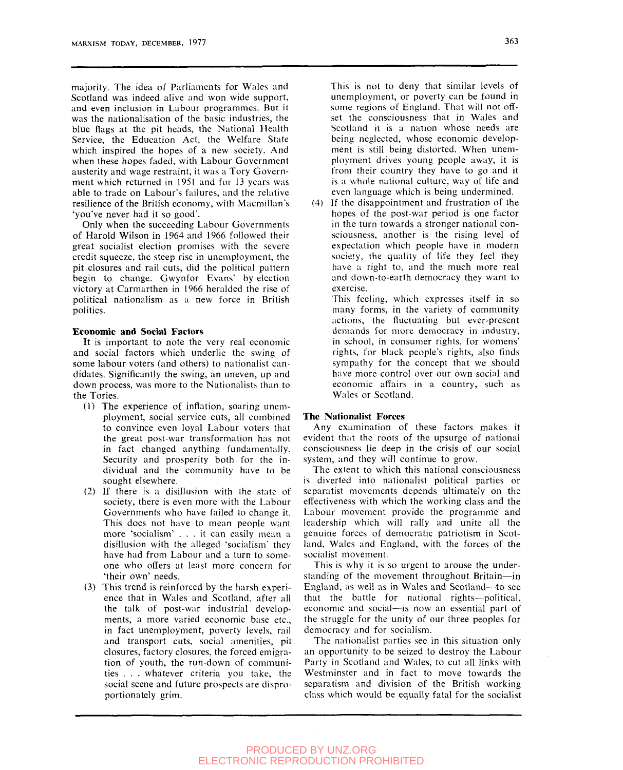majority. The idea of Parliaments for Wales and Scotland was indeed alive and won wide support, and even inclusion in Labour programmes. But it was the nationalisation of the basic industries, the blue flags at the pit heads, the National Health Service, the Education Act, the Welfare State which inspired the hopes of a new society. And when these hopes faded, with Labour Government austerity and wage restraint, it was a Tory Government which returned in 1951 and for 13 years was able to trade on Labour's failures, and the relative resilience of the British economy, with Macmillan's 'you've never had it so good'.

Only when the succeeding Labour Governments of Harold Wilson in 1964 and 1966 followed their great socialist election promises with the severe credit squeeze, the steep rise in unemployment, the pit closures and rail cuts, did the political pattern begin to change. Gwynfor Evans' by-election victory at Carmarthen in 1966 heralded the rise of political nationalism as a new force in British politics.

### Economic and Social Factors

It is important to note the very real economic and social factors which underlie the swing of some labour voters (and others) to nationalist candidates. Significantly the swing, an uneven, up and down process, was more to the Nationalists than to the Tories.

(1) The experience of inflation, soaring unemployment, social service cuts, all combined to convince even loyal Labour voters that the great post-war transformation has not in fact changed anything fundamentally. Security and prosperity both for the individual and the community have to be sought elsewhere.

(2) If there is a disillusion with the state of society, there is even more with the Labour Governments who have failed to change it. This does not have to mean people want more 'socialism' . . . it can easily mean a disillusion with the alleged 'socialism' they have had from Labour and a turn to someone who offers at least more concern for 'their own' needs.

(3) This trend is reinforced by the harsh experience that in Wales and Scotland, after all the talk of post-war industrial developments, a more varied economic base etc., in fact unemployment, poverty levels, rail and transport cuts, social amenities, pit closures, factory closures, the forced emigration of youth, the run-down of communities . . . whatever criteria you take, the social scene and future prospects are disproportionately grim.

This is not to deny that similar levels of unemployment, or poverty can be found in some regions of England. That will not offset the consciousness that in Wales and Scotland it is a nation whose needs are being neglected, whose economic development is still being distorted. When unemployment drives young people away, it is from their country they have to go and it is a whole national culture, way of life and even language which is being undermined.

(4) If the disappointment and frustration of the hopes of the post-war period is one factor in the turn towards a stronger national consciousness, another is the rising level of expectation which people have in modern society, the quality of life they feel they have a right to, and the much more real and down-to-earth democracy they want to exercise.

This feeling, which expresses itself in so many forms, in the variety of community actions, the fluctuating but ever-present demands for more democracy in industry, in school, in consumer rights, for womens' rights, for black people's rights, also finds sympathy for the concept that we should have more control over our own social and economic affairs in a country, such as Wales or Scotland.

### The Nationalist Forces

Any examination of these factors makes it evident that the roots of the upsurge of national consciousness lie deep in the crisis of our social system, and they will continue to grow.

The extent to which this national consciousness is diverted into nationalist political parties or separatist movements depends ultimately on the effectiveness with which the working class and the Labour movement provide the programme and leadership which will rally and unite all the genuine forces of democratic patriotism in Scotland, Wales and England, with the forces of the socialist movement.

This is why it is so urgent to arouse the understanding of the movement throughout Britain—in England, as well as in Wales and Scotland—to see that the battle for national rights—political, economic and social—is now an essential part of the struggle for the unity of our three peoples for democracy and for socialism.

The nationalist parties see in this situation only an opportunity to be seized to destroy the Labour Party in Scotland and Wales, to cut all links with Westminster and in fact to move towards the separatism and division of the British working class which would be equally fatal for the socialist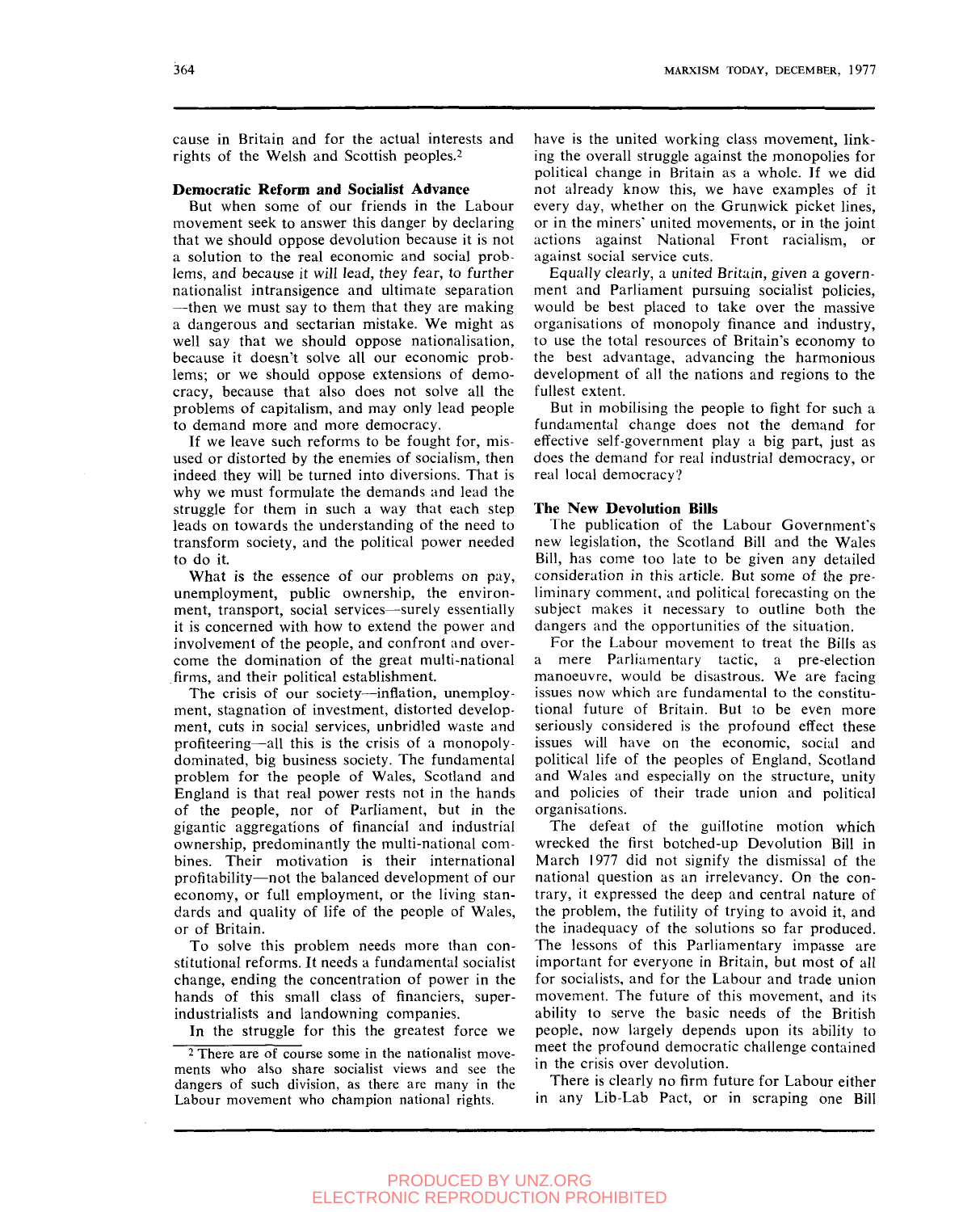cause in Britain and for the actual interests and rights of the Welsh and Scottish peoples.[2]

### Democratic Reform and Socialist Advance

But when some of our friends in the Labour movement seek to answer this danger by declaring that we should oppose devolution because it is not a solution to the real economic and social problems, and because *it will lead, they fear*, to further nationalist intransigence and ultimate separation —then we must say to them that they are making a dangerous and sectarian mistake. We might as well say that we should oppose nationalisation, because it doesn't solve all our economic problems; or we should oppose extensions of democracy, because that also does not solve all the problems of capitalism, and may only lead people to demand more and more democracy.

If we leave such reforms to be fought for, misused or distorted by the enemies of socialism, then indeed they will be turned into diversions. That is why we must formulate the demands and lead the struggle for them in such a way that each step leads on towards the understanding of the need to transform society, and the political power needed to do it.

What is the essence of our problems on pay, unemployment, public ownership, the environment, transport, social services—surely essentially it is concerned with how to extend the power and involvement of the people, and confront and overcome the domination of the great multi-national firms, and their political establishment.

The crisis of our society—inflation, unemployment, stagnation of investment, distorted development, cuts in social services, unbridled waste and profiteering—all this is the crisis of a monopoly-dominated, big business society. The fundamental problem for the people of Wales, Scotland and England is that real power rests not in the hands of the people, nor of Parliament, but in the gigantic aggregations of financial and industrial ownership, predominantly the multi-national combines. Their motivation is their international profitability—not the balanced development of our economy, or full employment, or the living standards and quality of life of the people of Wales, or of Britain.

To solve this problem needs more than constitutional reforms. It needs a fundamental socialist change, ending the concentration of power in the hands of this small class of financiers, super-industrialists and landowning companies.

In the struggle for this the greatest force we have is the united working class movement, linking the overall struggle against the monopolies for political change in Britain as a whole. If we did not already know this, we have examples of it every day, whether on the Grunwick picket lines, or in the miners' united movements, or in the joint actions against National Front racialism, or against social service cuts.

Equally clearly, a *united Britain*, given a government and Parliament pursuing socialist policies, would be best placed to take over the massive organisations of monopoly finance and industry, to use the total resources of Britain's economy to the best advantage, advancing the harmonious development of all the nations and regions to the fullest extent.

But in mobilising the people to fight for such a fundamental change does not the demand for effective self-government play a big part, just as does the demand for real industrial democracy, or real local democracy?

### The New Devolution Bills

The publication of the Labour Government's new legislation, the Scotland Bill and the Wales Bill, has come too late to be given any detailed consideration in this article. But some of the preliminary comment, and political forecasting on the subject makes it necessary to outline both the dangers and the opportunities of the situation.

For the Labour movement to treat the Bills as a mere Parliamentary tactic, a pre-election manoeuvre, would be disastrous. We are facing issues now which are fundamental to the constitutional future of Britain. But to be even more seriously considered is the profound effect these issues will have on the economic, social and political life of the peoples of England, Scotland and Wales and especially on the structure, unity and policies of their trade union and political organisations.

The defeat of the guillotine motion which wrecked the first botched-up Devolution Bill in March 1977 did not signify the dismissal of the national question as an irrelevancy. On the contrary, it expressed the deep and central nature of the problem, the futility of trying to avoid it, and the inadequacy of the solutions so far produced. The lessons of this Parliamentary impasse are important for everyone in Britain, but most of all for socialists, and for the Labour and trade union movement. The future of this movement, and its ability to serve the basic needs of the British people, now largely depends upon its ability to meet the profound democratic challenge contained in the crisis over devolution.

There is clearly no firm future for Labour either in any Lib-Lab Pact, or in scraping one Bill

---

[2] There are of course some in the nationalist movements who also share socialist views and see the dangers of such division, as there are many in the Labour movement who champion national rights.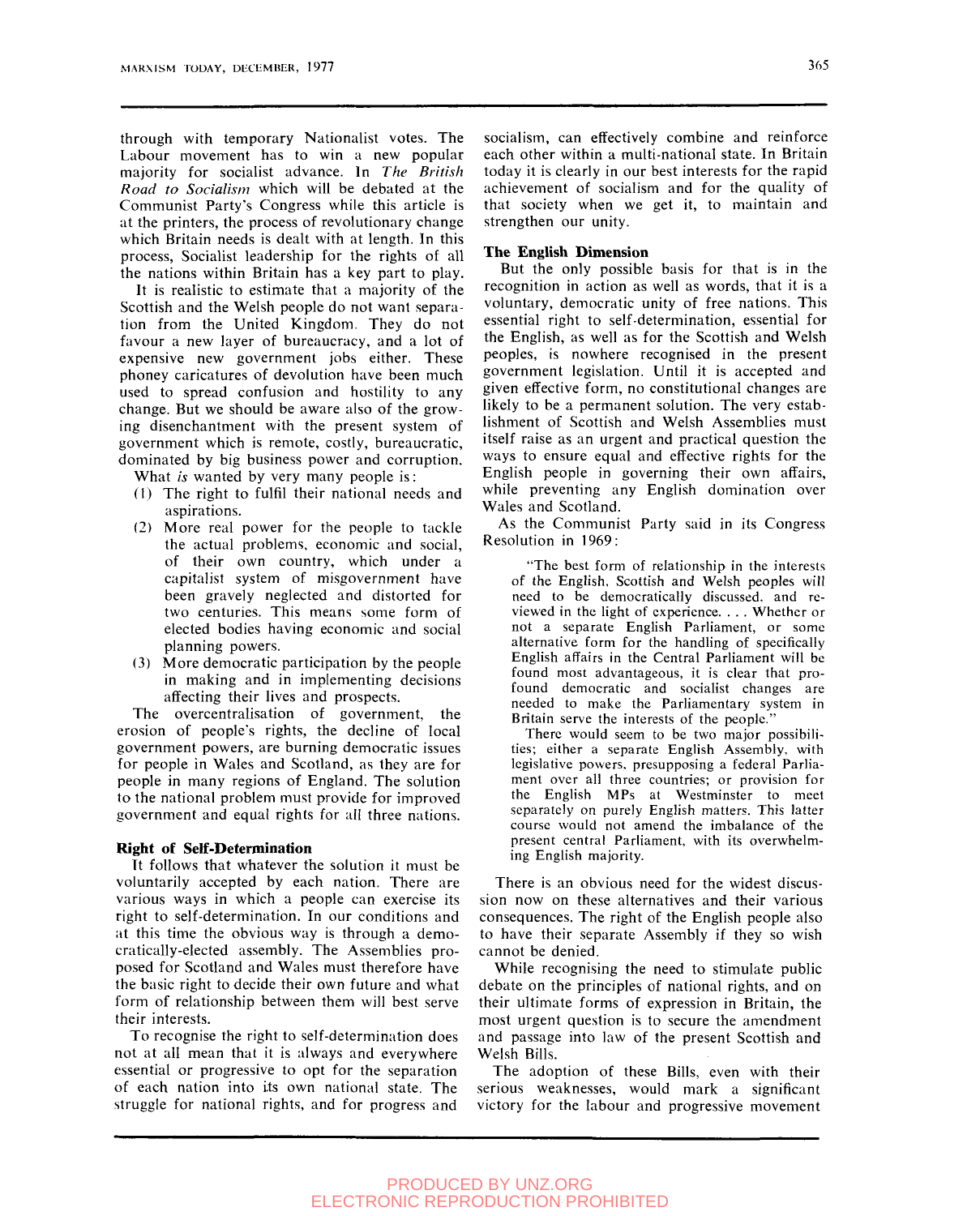through with temporary Nationalist votes. The Labour movement has to win a new popular majority for socialist advance. In *The British Road to Socialism* which will be debated at the Communist Party's Congress while this article is at the printers, the process of revolutionary change which Britain needs is dealt with at length. In this process, Socialist leadership for the rights of all the nations within Britain has a key part to play.

It is realistic to estimate that a majority of the Scottish and the Welsh people do not want separation from the United Kingdom. They do not favour a new layer of bureaucracy, and a lot of expensive new government jobs either. These phoney caricatures of devolution have been much used to spread confusion and hostility to any change. But we should be aware also of the growing disenchantment with the present system of government which is remote, costly, bureaucratic, dominated by big business power and corruption.

What *is* wanted by very many people is:

(1) The right to fulfil their national needs and aspirations.

(2) More real power for the people to tackle the actual problems, economic and social, of their own country, which under a capitalist system of misgovernment have been gravely neglected and distorted for two centuries. This means some form of elected bodies having economic and social planning powers.

(3) More democratic participation by the people in making and in implementing decisions affecting their lives and prospects.

The overcentralisation of government, the erosion of people's rights, the decline of local government powers, are burning democratic issues for people in Wales and Scotland, as they are for people in many regions of England. The solution to the national problem must provide for improved government and equal rights for all three nations.

### Right of Self-Determination

It follows that whatever the solution it must be voluntarily accepted by each nation. There are various ways in which a people can exercise its right to self-determination. In our conditions and at this time the obvious way is through a democratically-elected assembly. The Assemblies proposed for Scotland and Wales must therefore have the basic right to decide their own future and what form of relationship between them will best serve their interests.

To recognise the right to self-determination does not at all mean that it is always and everywhere essential or progressive to opt for the separation of each nation into its own national state. The struggle for national rights, and for progress and socialism, can effectively combine and reinforce each other within a multi-national state. In Britain today it is clearly in our best interests for the rapid achievement of socialism and for the quality of that society when we get it, to maintain and strengthen our unity.

### The English Dimension

But the only possible basis for that is in the recognition in action as well as words, that it is a voluntary, democratic unity of free nations. This essential right to self-determination, essential for the English, as well as for the Scottish and Welsh peoples, is nowhere recognised in the present government legislation. Until it is accepted and given effective form, no constitutional changes are likely to be a permanent solution. The very establishment of Scottish and Welsh Assemblies must itself raise as an urgent and practical question the ways to ensure equal and effective rights for the English people in governing their own affairs, while preventing any English domination over Wales and Scotland.

As the Communist Party said in its Congress Resolution in 1969:

> "The best form of relationship in the interests of the English, Scottish and Welsh peoples will need to be democratically discussed, and reviewed in the light of experience. . . . Whether or not a separate English Parliament, or some alternative form for the handling of specifically English affairs in the Central Parliament will be found most advantageous, it is clear that profound democratic and socialist changes are needed to make the Parliamentary system in Britain serve the interests of the people."
>
> There would seem to be two major possibilities; either a separate English Assembly, with legislative powers, presupposing a federal Parliament over all three countries; or provision for the English MPs at Westminster to meet separately on purely English matters. This latter course would not amend the imbalance of the present central Parliament, with its overwhelming English majority.

There is an obvious need for the widest discussion now on these alternatives and their various consequences. The right of the English people also to have their separate Assembly if they so wish cannot be denied.

While recognising the need to stimulate public debate on the principles of national rights, and on their ultimate forms of expression in Britain, the most urgent question is to secure the amendment and passage into law of the present Scottish and Welsh Bills.

The adoption of these Bills, even with their serious weaknesses, would mark a significant victory for the labour and progressive movement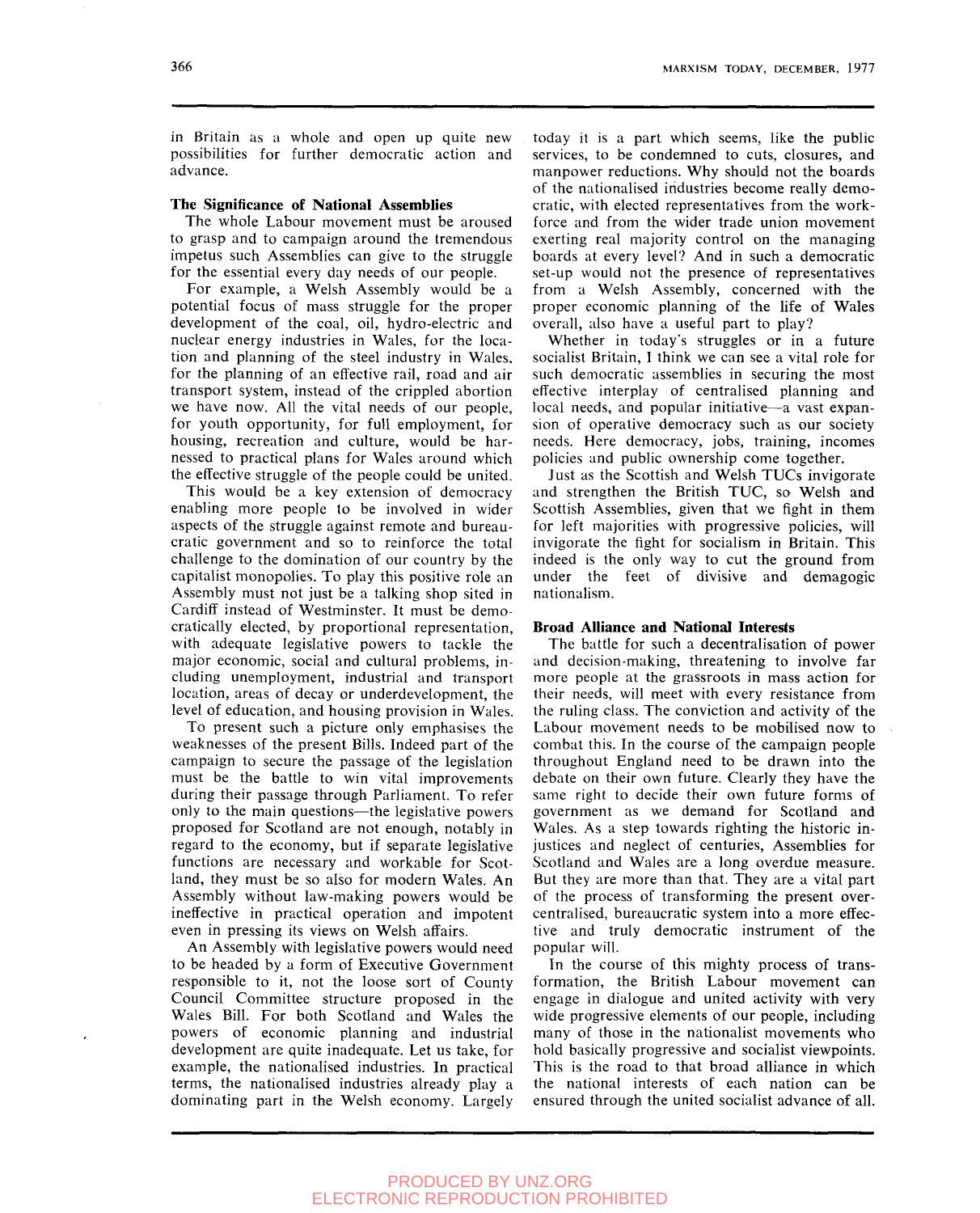in Britain as a whole and open up quite new possibilities for further democratic action and advance.

**The Significance of National Assemblies**

The whole Labour movement must be aroused to grasp and to campaign around the tremendous impetus such Assemblies can give to the struggle for the essential every day needs of our people.

For example, a Welsh Assembly would be a potential focus of mass struggle for the proper development of the coal, oil, hydro-electric and nuclear energy industries in Wales, for the location and planning of the steel industry in Wales, for the planning of an effective rail, road and air transport system, instead of the crippled abortion we have now. All the vital needs of our people, for youth opportunity, for full employment, for housing, recreation and culture, would be harnessed to practical plans for Wales around which the effective struggle of the people could be united.

This would be a key extension of democracy enabling more people to be involved in wider aspects of the struggle against remote and bureaucratic government and so to reinforce the total challenge to the domination of our country by the capitalist monopolies. To play this positive role an Assembly must not just be a talking shop sited in Cardiff instead of Westminster. It must be democratically elected, by proportional representation, with adequate legislative powers to tackle the major economic, social and cultural problems, including unemployment, industrial and transport location, areas of decay or underdevelopment, the level of education, and housing provision in Wales.

To present such a picture only emphasises the weaknesses of the present Bills. Indeed part of the campaign to secure the passage of the legislation must be the battle to win vital improvements during their passage through Parliament. To refer only to the main questions—the legislative powers proposed for Scotland are not enough, notably in regard to the economy, but if separate legislative functions are necessary and workable for Scotland, they must be so also for modern Wales. An Assembly without law-making powers would be ineffective in practical operation and impotent even in pressing its views on Welsh affairs.

An Assembly with legislative powers would need to be headed by a form of Executive Government responsible to it, not the loose sort of County Council Committee structure proposed in the Wales Bill. For both Scotland and Wales the powers of economic planning and industrial development are quite inadequate. Let us take, for example, the nationalised industries. In practical terms, the nationalised industries already play a dominating part in the Welsh economy. Largely today it is a part which seems, like the public services, to be condemned to cuts, closures, and manpower reductions. Why should not the boards of the nationalised industries become really democratic, with elected representatives from the workforce and from the wider trade union movement exerting real majority control on the managing boards at every level? And in such a democratic set-up would not the presence of representatives from a Welsh Assembly, concerned with the proper economic planning of the life of Wales overall, also have a useful part to play?

Whether in today's struggles or in a future socialist Britain, I think we can see a vital role for such democratic assemblies in securing the most effective interplay of centralised planning and local needs, and popular initiative—a vast expansion of operative democracy such as our society needs. Here democracy, jobs, training, incomes policies and public ownership come together.

Just as the Scottish and Welsh TUCs invigorate and strengthen the British TUC, so Welsh and Scottish Assemblies, given that we fight in them for left majorities with progressive policies, will invigorate the fight for socialism in Britain. This indeed is the only way to cut the ground from under the feet of divisive and demagogic nationalism.

**Broad Alliance and National Interests**

The battle for such a decentralisation of power and decision-making, threatening to involve far more people at the grassroots in mass action for their needs, will meet with every resistance from the ruling class. The conviction and activity of the Labour movement needs to be mobilised now to combat this. In the course of the campaign people throughout England need to be drawn into the debate on their own future. Clearly they have the same right to decide their own future forms of government as we demand for Scotland and Wales. As a step towards righting the historic injustices and neglect of centuries, Assemblies for Scotland and Wales are a long overdue measure. But they are more than that. They are a vital part of the process of transforming the present overcentralised, bureaucratic system into a more effective and truly democratic instrument of the popular will.

In the course of this mighty process of transformation, the British Labour movement can engage in dialogue and united activity with very wide progressive elements of our people, including many of those in the nationalist movements who hold basically progressive and socialist viewpoints. This is the road to that broad alliance in which the national interests of each nation can be ensured through the united socialist advance of all.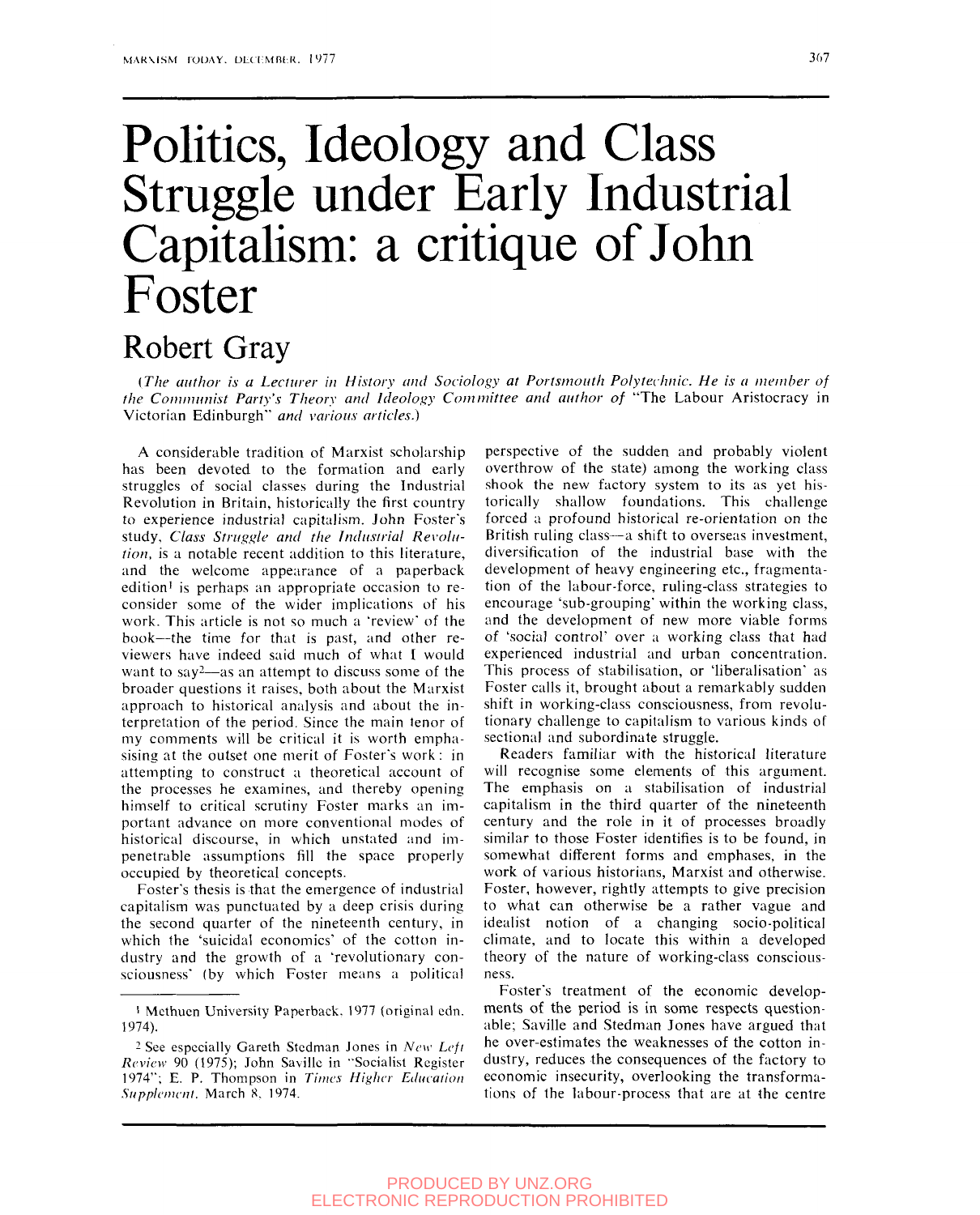# Politics, Ideology and Class Struggle under Early Industrial Capitalism: a critique of John Foster

## Robert Gray

*(The author is a Lecturer in History and Sociology at Portsmouth Polytechnic. He is a member of the Communist Party's Theory and Ideology Committee and author of* "The Labour Aristocracy in Victorian Edinburgh" *and various articles.)*

A considerable tradition of Marxist scholarship has been devoted to the formation and early struggles of social classes during the Industrial Revolution in Britain, historically the first country to experience industrial capitalism. John Foster's study, *Class Struggle and the Industrial Revolution*, is a notable recent addition to this literature, and the welcome appearance of a paperback edition[1] is perhaps an appropriate occasion to reconsider some of the wider implications of his work. This article is not so much a 'review' of the book—the time for that is past, and other reviewers have indeed said much of what I would want to say[2]—as an attempt to discuss some of the broader questions it raises, both about the Marxist approach to historical analysis and about the interpretation of the period. Since the main tenor of my comments will be critical it is worth emphasising at the outset one merit of Foster's work: in attempting to construct a theoretical account of the processes he examines, and thereby opening himself to critical scrutiny Foster marks an important advance on more conventional modes of historical discourse, in which unstated and impenetrable assumptions fill the space properly occupied by theoretical concepts.

Foster's thesis is that the emergence of industrial capitalism was punctuated by a deep crisis during the second quarter of the nineteenth century, in which the 'suicidal economics' of the cotton industry and the growth of a 'revolutionary consciousness' (by which Foster means a political perspective of the sudden and probably violent overthrow of the state) among the working class shook the new factory system to its as yet historically shallow foundations. This challenge forced a profound historical re-orientation on the British ruling class—a shift to overseas investment, diversification of the industrial base with the development of heavy engineering etc., fragmentation of the labour-force, ruling-class strategies to encourage 'sub-grouping' within the working class, and the development of new more viable forms of 'social control' over a working class that had experienced industrial and urban concentration. This process of stabilisation, or 'liberalisation' as Foster calls it, brought about a remarkably sudden shift in working-class consciousness, from revolutionary challenge to capitalism to various kinds of sectional and subordinate struggle.

Readers familiar with the historical literature will recognise some elements of this argument. The emphasis on a stabilisation of industrial capitalism in the third quarter of the nineteenth century and the role in it of processes broadly similar to those Foster identifies is to be found, in somewhat different forms and emphases, in the work of various historians, Marxist and otherwise. Foster, however, rightly attempts to give precision to what can otherwise be a rather vague and idealist notion of a changing socio-political climate, and to locate this within a developed theory of the nature of working-class consciousness.

Foster's treatment of the economic developments of the period is in some respects questionable; Saville and Stedman Jones have argued that he over-estimates the weaknesses of the cotton industry, reduces the consequences of the factory to economic insecurity, overlooking the transformations of the labour-process that are at the centre

[1] Methuen University Paperback, 1977 (original edn. 1974).

[2] See especially Gareth Stedman Jones in *New Left Review* 90 (1975); John Saville in "Socialist Register 1974"; E. P. Thompson in *Times Higher Education Supplement*, March 8, 1974.